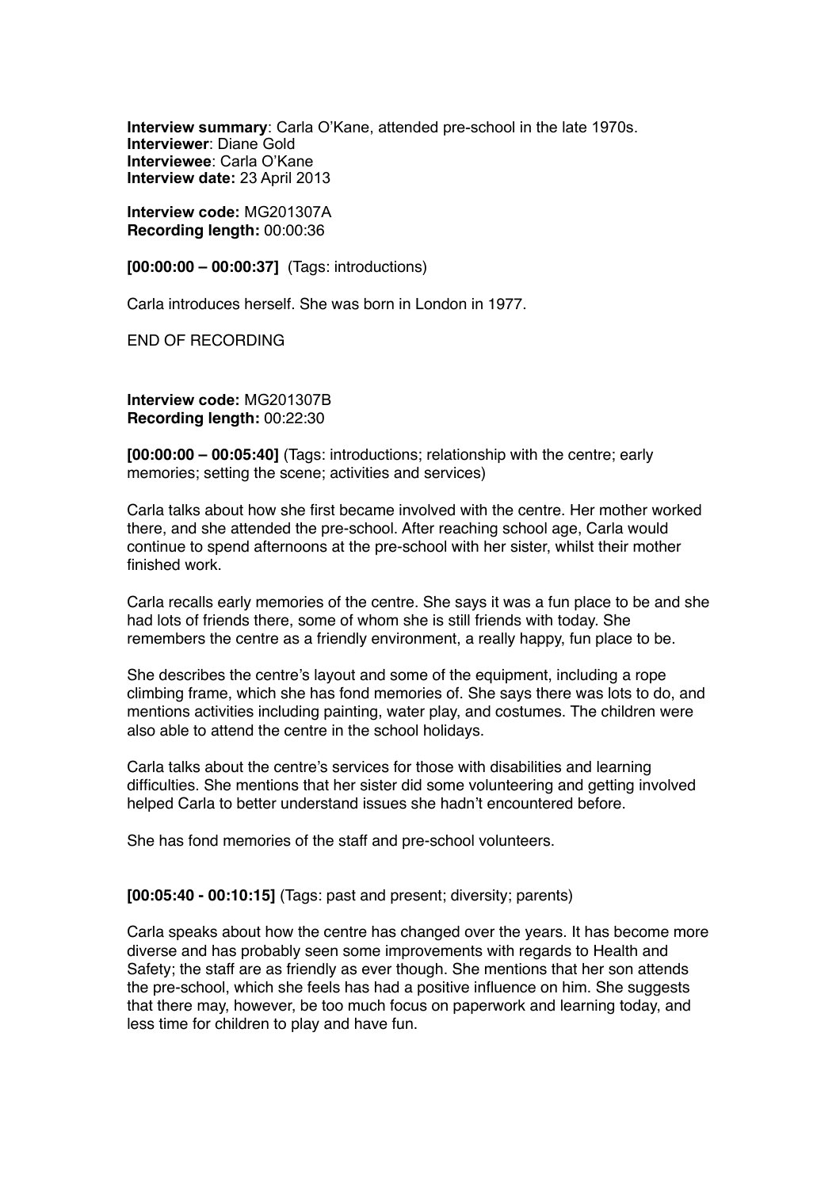**Interview summary**: Carla O'Kane, attended pre-school in the late 1970s.
**Interviewer**: Diane Gold
**Interviewee**: Carla O'Kane
**Interview date:** 23 April 2013

**Interview code:** MG201307A
**Recording length:** 00:00:36

**[00:00:00 – 00:00:37]** (Tags: introductions)

Carla introduces herself. She was born in London in 1977.

END OF RECORDING

**Interview code:** MG201307B
**Recording length:** 00:22:30

**[00:00:00 – 00:05:40]** (Tags: introductions; relationship with the centre; early memories; setting the scene; activities and services)

Carla talks about how she first became involved with the centre. Her mother worked there, and she attended the pre-school. After reaching school age, Carla would continue to spend afternoons at the pre-school with her sister, whilst their mother finished work.

Carla recalls early memories of the centre. She says it was a fun place to be and she had lots of friends there, some of whom she is still friends with today. She remembers the centre as a friendly environment, a really happy, fun place to be.

She describes the centre's layout and some of the equipment, including a rope climbing frame, which she has fond memories of. She says there was lots to do, and mentions activities including painting, water play, and costumes. The children were also able to attend the centre in the school holidays.

Carla talks about the centre's services for those with disabilities and learning difficulties. She mentions that her sister did some volunteering and getting involved helped Carla to better understand issues she hadn't encountered before.

She has fond memories of the staff and pre-school volunteers.

**[00:05:40 - 00:10:15]** (Tags: past and present; diversity; parents)

Carla speaks about how the centre has changed over the years. It has become more diverse and has probably seen some improvements with regards to Health and Safety; the staff are as friendly as ever though. She mentions that her son attends the pre-school, which she feels has had a positive influence on him. She suggests that there may, however, be too much focus on paperwork and learning today, and less time for children to play and have fun.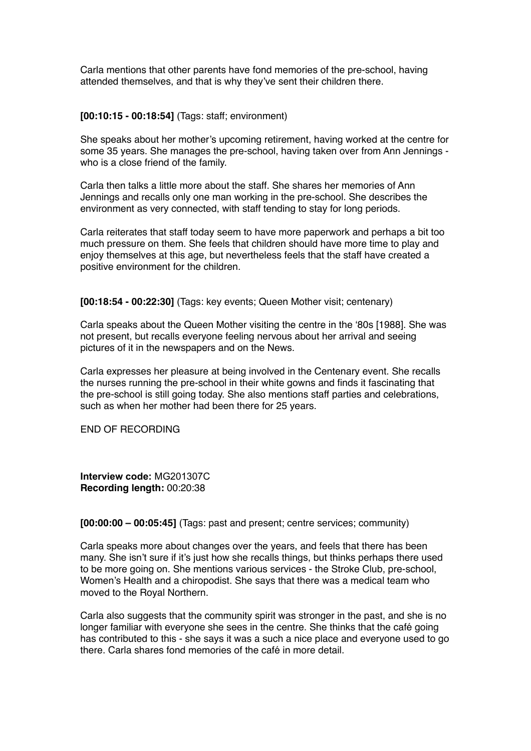Carla mentions that other parents have fond memories of the pre-school, having attended themselves, and that is why they've sent their children there.

**[00:10:15 - 00:18:54]** (Tags: staff; environment)

She speaks about her mother's upcoming retirement, having worked at the centre for some 35 years. She manages the pre-school, having taken over from Ann Jennings - who is a close friend of the family.

Carla then talks a little more about the staff. She shares her memories of Ann Jennings and recalls only one man working in the pre-school. She describes the environment as very connected, with staff tending to stay for long periods.

Carla reiterates that staff today seem to have more paperwork and perhaps a bit too much pressure on them. She feels that children should have more time to play and enjoy themselves at this age, but nevertheless feels that the staff have created a positive environment for the children.

**[00:18:54 - 00:22:30]** (Tags: key events; Queen Mother visit; centenary)

Carla speaks about the Queen Mother visiting the centre in the '80s [1988]. She was not present, but recalls everyone feeling nervous about her arrival and seeing pictures of it in the newspapers and on the News.

Carla expresses her pleasure at being involved in the Centenary event. She recalls the nurses running the pre-school in their white gowns and finds it fascinating that the pre-school is still going today. She also mentions staff parties and celebrations, such as when her mother had been there for 25 years.

END OF RECORDING

**Interview code:** MG201307C
**Recording length:** 00:20:38

**[00:00:00 – 00:05:45]** (Tags: past and present; centre services; community)

Carla speaks more about changes over the years, and feels that there has been many. She isn't sure if it's just how she recalls things, but thinks perhaps there used to be more going on. She mentions various services - the Stroke Club, pre-school, Women's Health and a chiropodist. She says that there was a medical team who moved to the Royal Northern.

Carla also suggests that the community spirit was stronger in the past, and she is no longer familiar with everyone she sees in the centre. She thinks that the café going has contributed to this - she says it was a such a nice place and everyone used to go there. Carla shares fond memories of the café in more detail.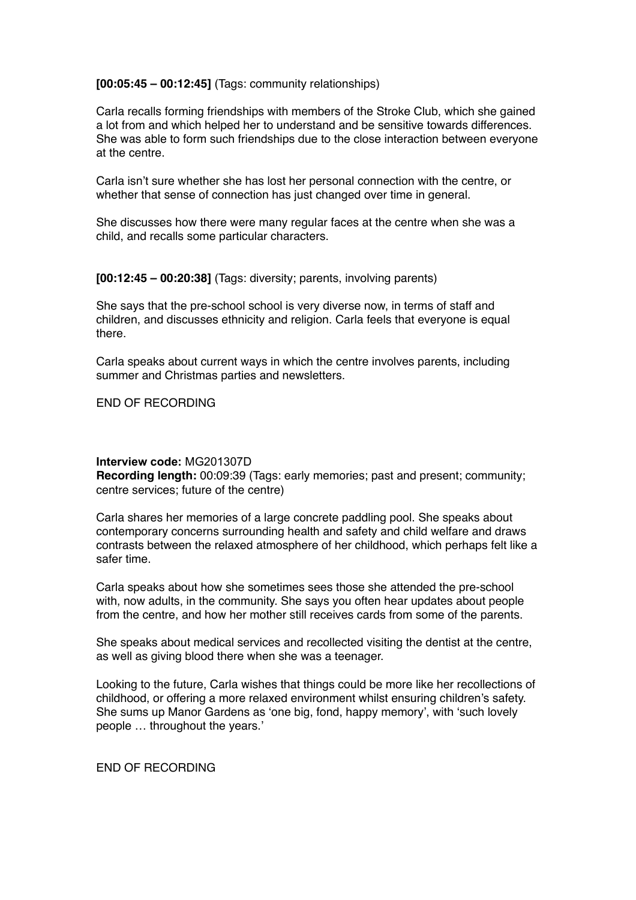**[00:05:45 – 00:12:45]** (Tags: community relationships)

Carla recalls forming friendships with members of the Stroke Club, which she gained a lot from and which helped her to understand and be sensitive towards differences. She was able to form such friendships due to the close interaction between everyone at the centre.

Carla isn't sure whether she has lost her personal connection with the centre, or whether that sense of connection has just changed over time in general.

She discusses how there were many regular faces at the centre when she was a child, and recalls some particular characters.

**[00:12:45 – 00:20:38]** (Tags: diversity; parents, involving parents)

She says that the pre-school school is very diverse now, in terms of staff and children, and discusses ethnicity and religion. Carla feels that everyone is equal there.

Carla speaks about current ways in which the centre involves parents, including summer and Christmas parties and newsletters.

END OF RECORDING

**Interview code:** MG201307D
**Recording length:** 00:09:39 (Tags: early memories; past and present; community; centre services; future of the centre)

Carla shares her memories of a large concrete paddling pool. She speaks about contemporary concerns surrounding health and safety and child welfare and draws contrasts between the relaxed atmosphere of her childhood, which perhaps felt like a safer time.

Carla speaks about how she sometimes sees those she attended the pre-school with, now adults, in the community. She says you often hear updates about people from the centre, and how her mother still receives cards from some of the parents.

She speaks about medical services and recollected visiting the dentist at the centre, as well as giving blood there when she was a teenager.

Looking to the future, Carla wishes that things could be more like her recollections of childhood, or offering a more relaxed environment whilst ensuring children's safety. She sums up Manor Gardens as 'one big, fond, happy memory', with 'such lovely people … throughout the years.'

END OF RECORDING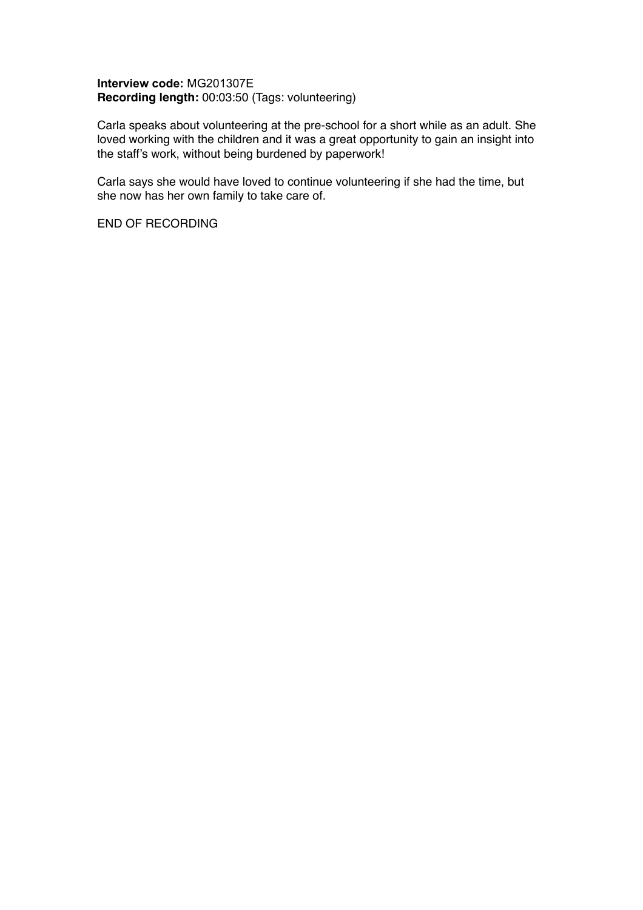**Interview code:** MG201307E
**Recording length:** 00:03:50 (Tags: volunteering)

Carla speaks about volunteering at the pre-school for a short while as an adult. She loved working with the children and it was a great opportunity to gain an insight into the staff's work, without being burdened by paperwork!

Carla says she would have loved to continue volunteering if she had the time, but she now has her own family to take care of.

END OF RECORDING